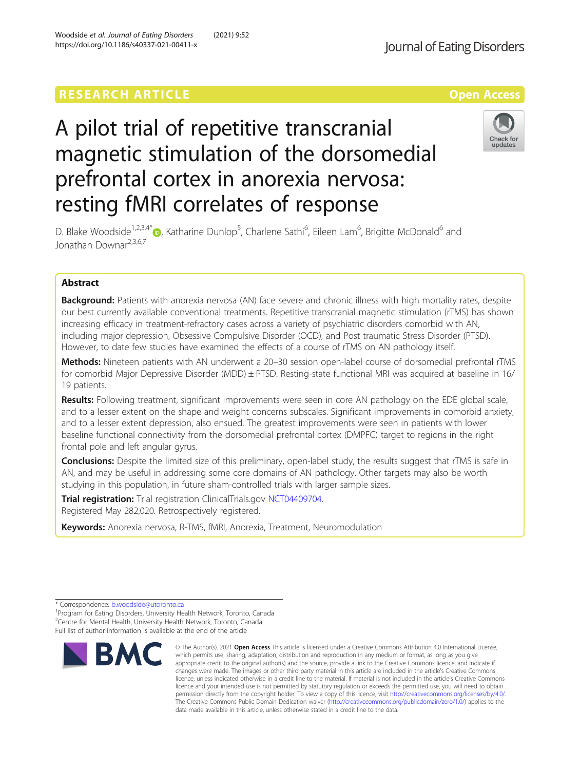RESEARCH ARTICLE

Open Access

# A pilot trial of repetitive transcranial magnetic stimulation of the dorsomedial prefrontal cortex in anorexia nervosa: resting fMRI correlates of response

D. Blake Woodside[1,2,3,4*], Katharine Dunlop[5], Charlene Sathi[6], Eileen Lam[6], Brigitte McDonald[6] and Jonathan Downar[2,3,6,7]

## Abstract

**Background:** Patients with anorexia nervosa (AN) face severe and chronic illness with high mortality rates, despite our best currently available conventional treatments. Repetitive transcranial magnetic stimulation (rTMS) has shown increasing efficacy in treatment-refractory cases across a variety of psychiatric disorders comorbid with AN, including major depression, Obsessive Compulsive Disorder (OCD), and Post traumatic Stress Disorder (PTSD). However, to date few studies have examined the effects of a course of rTMS on AN pathology itself.

**Methods:** Nineteen patients with AN underwent a 20–30 session open-label course of dorsomedial prefrontal rTMS for comorbid Major Depressive Disorder (MDD) ± PTSD. Resting-state functional MRI was acquired at baseline in 16/19 patients.

**Results:** Following treatment, significant improvements were seen in core AN pathology on the EDE global scale, and to a lesser extent on the shape and weight concerns subscales. Significant improvements in comorbid anxiety, and to a lesser extent depression, also ensued. The greatest improvements were seen in patients with lower baseline functional connectivity from the dorsomedial prefrontal cortex (DMPFC) target to regions in the right frontal pole and left angular gyrus.

**Conclusions:** Despite the limited size of this preliminary, open-label study, the results suggest that rTMS is safe in AN, and may be useful in addressing some core domains of AN pathology. Other targets may also be worth studying in this population, in future sham-controlled trials with larger sample sizes.

**Trial registration:** Trial registration ClinicalTrials.gov NCT04409704. Registered May 282,020. Retrospectively registered.

**Keywords:** Anorexia nervosa, R-TMS, fMRI, Anorexia, Treatment, Neuromodulation

---

* Correspondence: b.woodside@utoronto.ca
[1]Program for Eating Disorders, University Health Network, Toronto, Canada
[2]Centre for Mental Health, University Health Network, Toronto, Canada
Full list of author information is available at the end of the article

© The Author(s). 2021 **Open Access** This article is licensed under a Creative Commons Attribution 4.0 International License, which permits use, sharing, adaptation, distribution and reproduction in any medium or format, as long as you give appropriate credit to the original author(s) and the source, provide a link to the Creative Commons licence, and indicate if changes were made. The images or other third party material in this article are included in the article's Creative Commons licence, unless indicated otherwise in a credit line to the material. If material is not included in the article's Creative Commons licence and your intended use is not permitted by statutory regulation or exceeds the permitted use, you will need to obtain permission directly from the copyright holder. To view a copy of this licence, visit http://creativecommons.org/licenses/by/4.0/. The Creative Commons Public Domain Dedication waiver (http://creativecommons.org/publicdomain/zero/1.0/) applies to the data made available in this article, unless otherwise stated in a credit line to the data.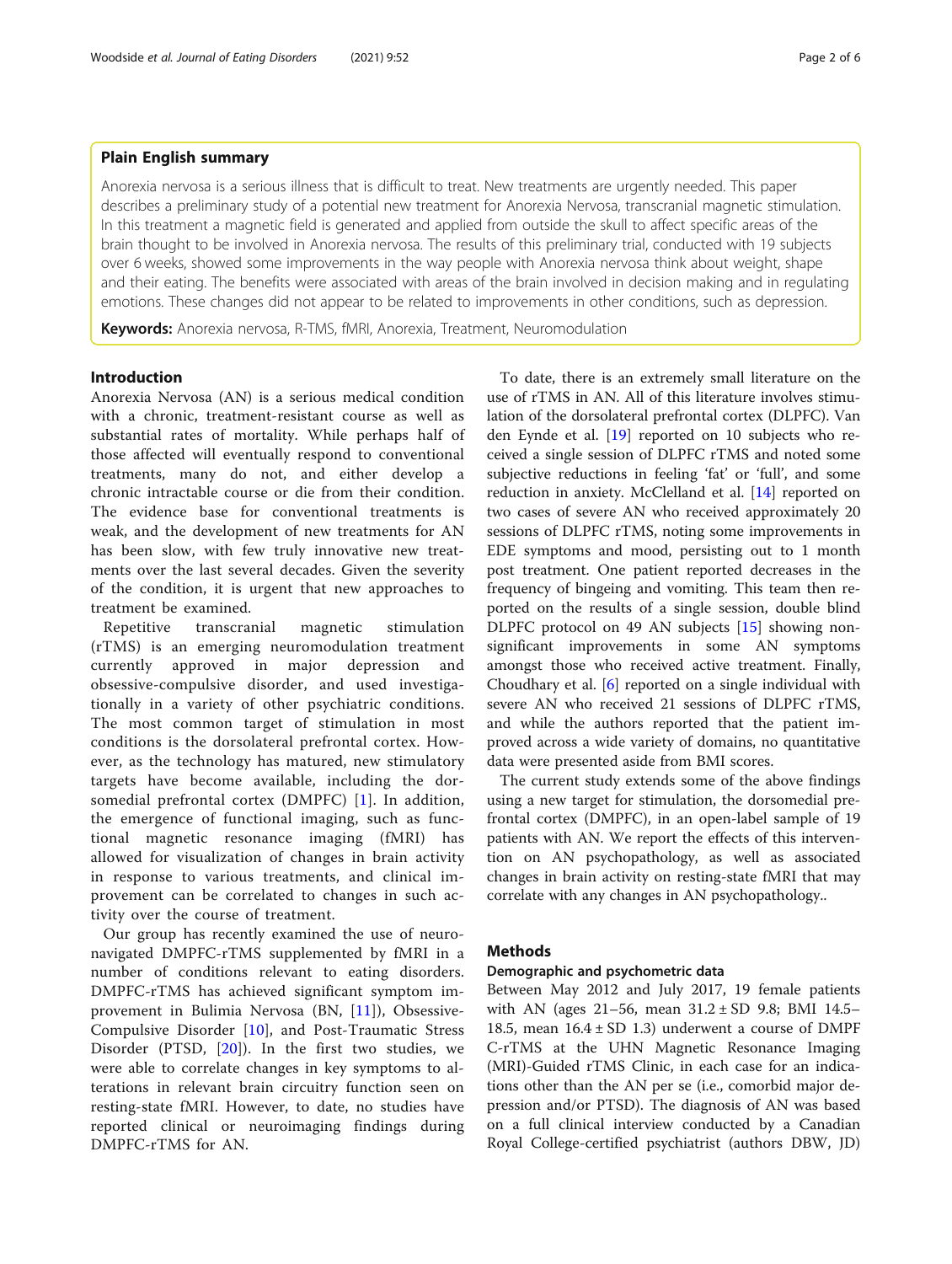## Plain English summary

Anorexia nervosa is a serious illness that is difficult to treat. New treatments are urgently needed. This paper describes a preliminary study of a potential new treatment for Anorexia Nervosa, transcranial magnetic stimulation. In this treatment a magnetic field is generated and applied from outside the skull to affect specific areas of the brain thought to be involved in Anorexia nervosa. The results of this preliminary trial, conducted with 19 subjects over 6 weeks, showed some improvements in the way people with Anorexia nervosa think about weight, shape and their eating. The benefits were associated with areas of the brain involved in decision making and in regulating emotions. These changes did not appear to be related to improvements in other conditions, such as depression.

**Keywords:** Anorexia nervosa, R-TMS, fMRI, Anorexia, Treatment, Neuromodulation

## Introduction

Anorexia Nervosa (AN) is a serious medical condition with a chronic, treatment-resistant course as well as substantial rates of mortality. While perhaps half of those affected will eventually respond to conventional treatments, many do not, and either develop a chronic intractable course or die from their condition. The evidence base for conventional treatments is weak, and the development of new treatments for AN has been slow, with few truly innovative new treatments over the last several decades. Given the severity of the condition, it is urgent that new approaches to treatment be examined.

Repetitive transcranial magnetic stimulation (rTMS) is an emerging neuromodulation treatment currently approved in major depression and obsessive-compulsive disorder, and used investigationally in a variety of other psychiatric conditions. The most common target of stimulation in most conditions is the dorsolateral prefrontal cortex. However, as the technology has matured, new stimulatory targets have become available, including the dorsomedial prefrontal cortex (DMPFC) [1]. In addition, the emergence of functional imaging, such as functional magnetic resonance imaging (fMRI) has allowed for visualization of changes in brain activity in response to various treatments, and clinical improvement can be correlated to changes in such activity over the course of treatment.

Our group has recently examined the use of neuronavigated DMPFC-rTMS supplemented by fMRI in a number of conditions relevant to eating disorders. DMPFC-rTMS has achieved significant symptom improvement in Bulimia Nervosa (BN, [11]), Obsessive-Compulsive Disorder [10], and Post-Traumatic Stress Disorder (PTSD, [20]). In the first two studies, we were able to correlate changes in key symptoms to alterations in relevant brain circuitry function seen on resting-state fMRI. However, to date, no studies have reported clinical or neuroimaging findings during DMPFC-rTMS for AN.

To date, there is an extremely small literature on the use of rTMS in AN. All of this literature involves stimulation of the dorsolateral prefrontal cortex (DLPFC). Van den Eynde et al. [19] reported on 10 subjects who received a single session of DLPFC rTMS and noted some subjective reductions in feeling 'fat' or 'full', and some reduction in anxiety. McClelland et al. [14] reported on two cases of severe AN who received approximately 20 sessions of DLPFC rTMS, noting some improvements in EDE symptoms and mood, persisting out to 1 month post treatment. One patient reported decreases in the frequency of bingeing and vomiting. This team then reported on the results of a single session, double blind DLPFC protocol on 49 AN subjects [15] showing non-significant improvements in some AN symptoms amongst those who received active treatment. Finally, Choudhary et al. [6] reported on a single individual with severe AN who received 21 sessions of DLPFC rTMS, and while the authors reported that the patient improved across a wide variety of domains, no quantitative data were presented aside from BMI scores.

The current study extends some of the above findings using a new target for stimulation, the dorsomedial prefrontal cortex (DMPFC), in an open-label sample of 19 patients with AN. We report the effects of this intervention on AN psychopathology, as well as associated changes in brain activity on resting-state fMRI that may correlate with any changes in AN psychopathology..

## Methods

### Demographic and psychometric data

Between May 2012 and July 2017, 19 female patients with AN (ages 21–56, mean 31.2 ± SD 9.8; BMI 14.5–18.5, mean 16.4 ± SD 1.3) underwent a course of DMPFC-rTMS at the UHN Magnetic Resonance Imaging (MRI)-Guided rTMS Clinic, in each case for an indications other than the AN per se (i.e., comorbid major depression and/or PTSD). The diagnosis of AN was based on a full clinical interview conducted by a Canadian Royal College-certified psychiatrist (authors DBW, JD)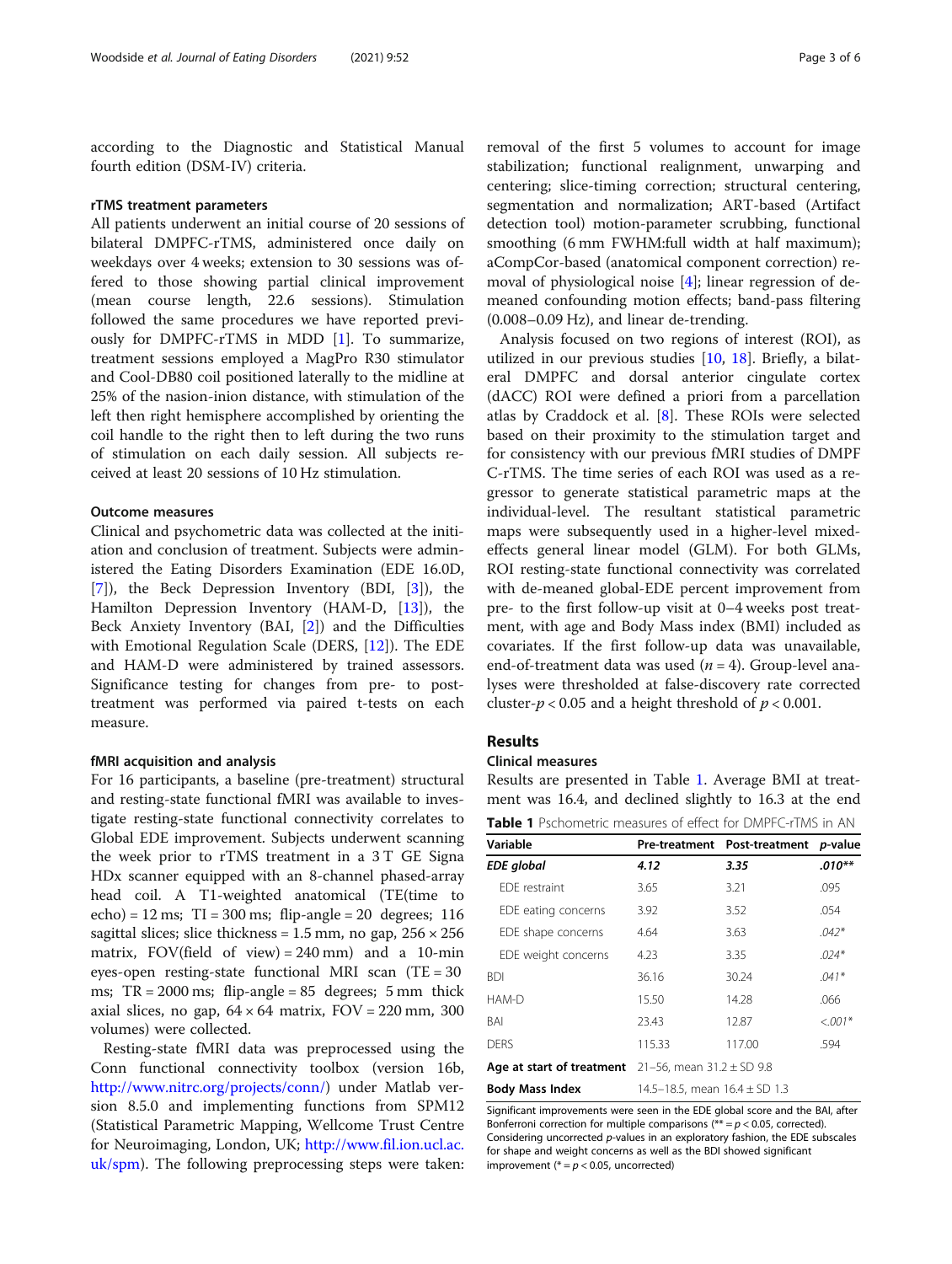according to the Diagnostic and Statistical Manual fourth edition (DSM-IV) criteria.

### rTMS treatment parameters

All patients underwent an initial course of 20 sessions of bilateral DMPFC-rTMS, administered once daily on weekdays over 4 weeks; extension to 30 sessions was offered to those showing partial clinical improvement (mean course length, 22.6 sessions). Stimulation followed the same procedures we have reported previously for DMPFC-rTMS in MDD [1]. To summarize, treatment sessions employed a MagPro R30 stimulator and Cool-DB80 coil positioned laterally to the midline at 25% of the nasion-inion distance, with stimulation of the left then right hemisphere accomplished by orienting the coil handle to the right then to left during the two runs of stimulation on each daily session. All subjects received at least 20 sessions of 10 Hz stimulation.

### Outcome measures

Clinical and psychometric data was collected at the initiation and conclusion of treatment. Subjects were administered the Eating Disorders Examination (EDE 16.0D, [7]), the Beck Depression Inventory (BDI, [3]), the Hamilton Depression Inventory (HAM-D, [13]), the Beck Anxiety Inventory (BAI, [2]) and the Difficulties with Emotional Regulation Scale (DERS, [12]). The EDE and HAM-D were administered by trained assessors. Significance testing for changes from pre- to post-treatment was performed via paired t-tests on each measure.

### fMRI acquisition and analysis

For 16 participants, a baseline (pre-treatment) structural and resting-state functional fMRI was available to investigate resting-state functional connectivity correlates to Global EDE improvement. Subjects underwent scanning the week prior to rTMS treatment in a 3 T GE Signa HDx scanner equipped with an 8-channel phased-array head coil. A T1-weighted anatomical (TE(time to echo) = 12 ms; TI = 300 ms; flip-angle = 20 degrees; 116 sagittal slices; slice thickness = 1.5 mm, no gap, 256 × 256 matrix, FOV(field of view) = 240 mm) and a 10-min eyes-open resting-state functional MRI scan (TE = 30 ms; TR = 2000 ms; flip-angle = 85 degrees; 5 mm thick axial slices, no gap, 64 × 64 matrix, FOV = 220 mm, 300 volumes) were collected.

Resting-state fMRI data was preprocessed using the Conn functional connectivity toolbox (version 16b, http://www.nitrc.org/projects/conn/) under Matlab version 8.5.0 and implementing functions from SPM12 (Statistical Parametric Mapping, Wellcome Trust Centre for Neuroimaging, London, UK; http://www.fil.ion.ucl.ac.uk/spm). The following preprocessing steps were taken: removal of the first 5 volumes to account for image stabilization; functional realignment, unwarping and centering; slice-timing correction; structural centering, segmentation and normalization; ART-based (Artifact detection tool) motion-parameter scrubbing, functional smoothing (6 mm FWHM:full width at half maximum); aCompCor-based (anatomical component correction) removal of physiological noise [4]; linear regression of demeaned confounding motion effects; band-pass filtering (0.008–0.09 Hz), and linear de-trending.

Analysis focused on two regions of interest (ROI), as utilized in our previous studies [10, 18]. Briefly, a bilateral DMPFC and dorsal anterior cingulate cortex (dACC) ROI were defined a priori from a parcellation atlas by Craddock et al. [8]. These ROIs were selected based on their proximity to the stimulation target and for consistency with our previous fMRI studies of DMPFC-rTMS. The time series of each ROI was used as a regressor to generate statistical parametric maps at the individual-level. The resultant statistical parametric maps were subsequently used in a higher-level mixed-effects general linear model (GLM). For both GLMs, ROI resting-state functional connectivity was correlated with de-meaned global-EDE percent improvement from pre- to the first follow-up visit at 0–4 weeks post treatment, with age and Body Mass index (BMI) included as covariates. If the first follow-up data was unavailable, end-of-treatment data was used ($n = 4$). Group-level analyses were thresholded at false-discovery rate corrected cluster-$p < 0.05$ and a height threshold of $p < 0.001$.

## Results

### Clinical measures

Results are presented in Table 1. Average BMI at treatment was 16.4, and declined slightly to 16.3 at the end

**Table 1** Pschometric measures of effect for DMPFC-rTMS in AN

| Variable | Pre-treatment | Post-treatment | *p*-value |
|---|---|---|---|
| ***EDE global*** | ***4.12*** | ***3.35*** | ***.010\*\**** |
| EDE restraint | 3.65 | 3.21 | .095 |
| EDE eating concerns | 3.92 | 3.52 | .054 |
| EDE shape concerns | 4.64 | 3.63 | *.042\** |
| EDE weight concerns | 4.23 | 3.35 | *.024\** |
| BDI | 36.16 | 30.24 | *.041\** |
| HAM-D | 15.50 | 14.28 | .066 |
| BAI | 23.43 | 12.87 | *<.001\** |
| DERS | 115.33 | 117.00 | .594 |
| **Age at start of treatment** | 21–56, mean 31.2 ± SD 9.8 | | |
| **Body Mass Index** | 14.5–18.5, mean 16.4 ± SD 1.3 | | |

Significant improvements were seen in the EDE global score and the BAI, after Bonferroni correction for multiple comparisons (** = $p < 0.05$, corrected). Considering uncorrected p-values in an exploratory fashion, the EDE subscales for shape and weight concerns as well as the BDI showed significant improvement (* = $p < 0.05$, uncorrected)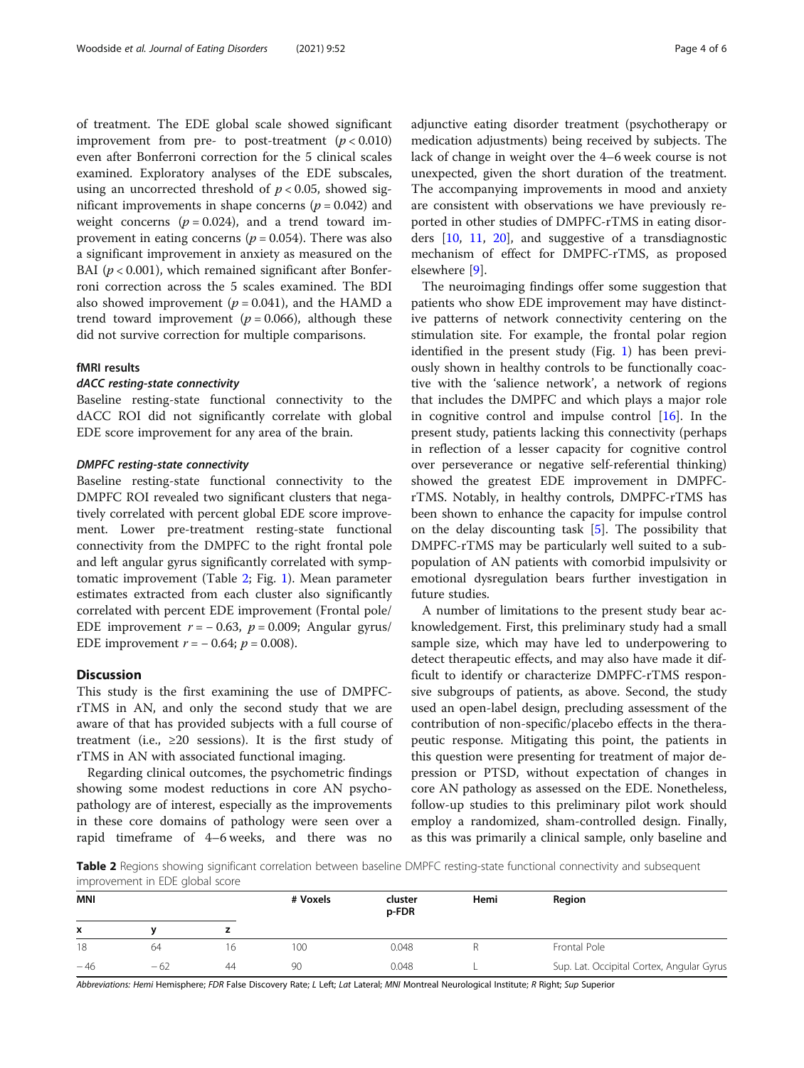of treatment. The EDE global scale showed significant improvement from pre- to post-treatment ($p < 0.010$) even after Bonferroni correction for the 5 clinical scales examined. Exploratory analyses of the EDE subscales, using an uncorrected threshold of $p < 0.05$, showed significant improvements in shape concerns ($p = 0.042$) and weight concerns ($p = 0.024$), and a trend toward improvement in eating concerns ($p = 0.054$). There was also a significant improvement in anxiety as measured on the BAI ($p < 0.001$), which remained significant after Bonferroni correction across the 5 scales examined. The BDI also showed improvement ($p = 0.041$), and the HAMD a trend toward improvement ($p = 0.066$), although these did not survive correction for multiple comparisons.

#### fMRI results

##### *dACC resting-state connectivity*

Baseline resting-state functional connectivity to the dACC ROI did not significantly correlate with global EDE score improvement for any area of the brain.

##### *DMPFC resting-state connectivity*

Baseline resting-state functional connectivity to the DMPFC ROI revealed two significant clusters that negatively correlated with percent global EDE score improvement. Lower pre-treatment resting-state functional connectivity from the DMPFC to the right frontal pole and left angular gyrus significantly correlated with symptomatic improvement (Table 2; Fig. 1). Mean parameter estimates extracted from each cluster also significantly correlated with percent EDE improvement (Frontal pole/ EDE improvement $r = -0.63$, $p = 0.009$; Angular gyrus/ EDE improvement $r = -0.64$; $p = 0.008$).

## Discussion

This study is the first examining the use of DMPFC-rTMS in AN, and only the second study that we are aware of that has provided subjects with a full course of treatment (i.e., ≥20 sessions). It is the first study of rTMS in AN with associated functional imaging.

Regarding clinical outcomes, the psychometric findings showing some modest reductions in core AN psychopathology are of interest, especially as the improvements in these core domains of pathology were seen over a rapid timeframe of 4–6 weeks, and there was no adjunctive eating disorder treatment (psychotherapy or medication adjustments) being received by subjects. The lack of change in weight over the 4–6 week course is not unexpected, given the short duration of the treatment. The accompanying improvements in mood and anxiety are consistent with observations we have previously reported in other studies of DMPFC-rTMS in eating disorders [10, 11, 20], and suggestive of a transdiagnostic mechanism of effect for DMPFC-rTMS, as proposed elsewhere [9].

The neuroimaging findings offer some suggestion that patients who show EDE improvement may have distinctive patterns of network connectivity centering on the stimulation site. For example, the frontal polar region identified in the present study (Fig. 1) has been previously shown in healthy controls to be functionally coactive with the 'salience network', a network of regions that includes the DMPFC and which plays a major role in cognitive control and impulse control [16]. In the present study, patients lacking this connectivity (perhaps in reflection of a lesser capacity for cognitive control over perseverance or negative self-referential thinking) showed the greatest EDE improvement in DMPFC-rTMS. Notably, in healthy controls, DMPFC-rTMS has been shown to enhance the capacity for impulse control on the delay discounting task [5]. The possibility that DMPFC-rTMS may be particularly well suited to a subpopulation of AN patients with comorbid impulsivity or emotional dysregulation bears further investigation in future studies.

A number of limitations to the present study bear acknowledgement. First, this preliminary study had a small sample size, which may have led to underpowering to detect therapeutic effects, and may also have made it difficult to identify or characterize DMPFC-rTMS responsive subgroups of patients, as above. Second, the study used an open-label design, precluding assessment of the contribution of non-specific/placebo effects in the therapeutic response. Mitigating this point, the patients in this question were presenting for treatment of major depression or PTSD, without expectation of changes in core AN pathology as assessed on the EDE. Nonetheless, follow-up studies to this preliminary pilot work should employ a randomized, sham-controlled design. Finally, as this was primarily a clinical sample, only baseline and

**Table 2** Regions showing significant correlation between baseline DMPFC resting-state functional connectivity and subsequent improvement in EDE global score

| MNI | | | # Voxels | cluster p-FDR | Hemi | Region |
|---|---|---|---|---|---|---|
| x | y | z | | | | |
| 18 | 64 | 16 | 100 | 0.048 | R | Frontal Pole |
| −46 | −62 | 44 | 90 | 0.048 | L | Sup. Lat. Occipital Cortex, Angular Gyrus |

*Abbreviations: Hemi Hemisphere; FDR False Discovery Rate; L Left; Lat Lateral; MNI Montreal Neurological Institute; R Right; Sup Superior*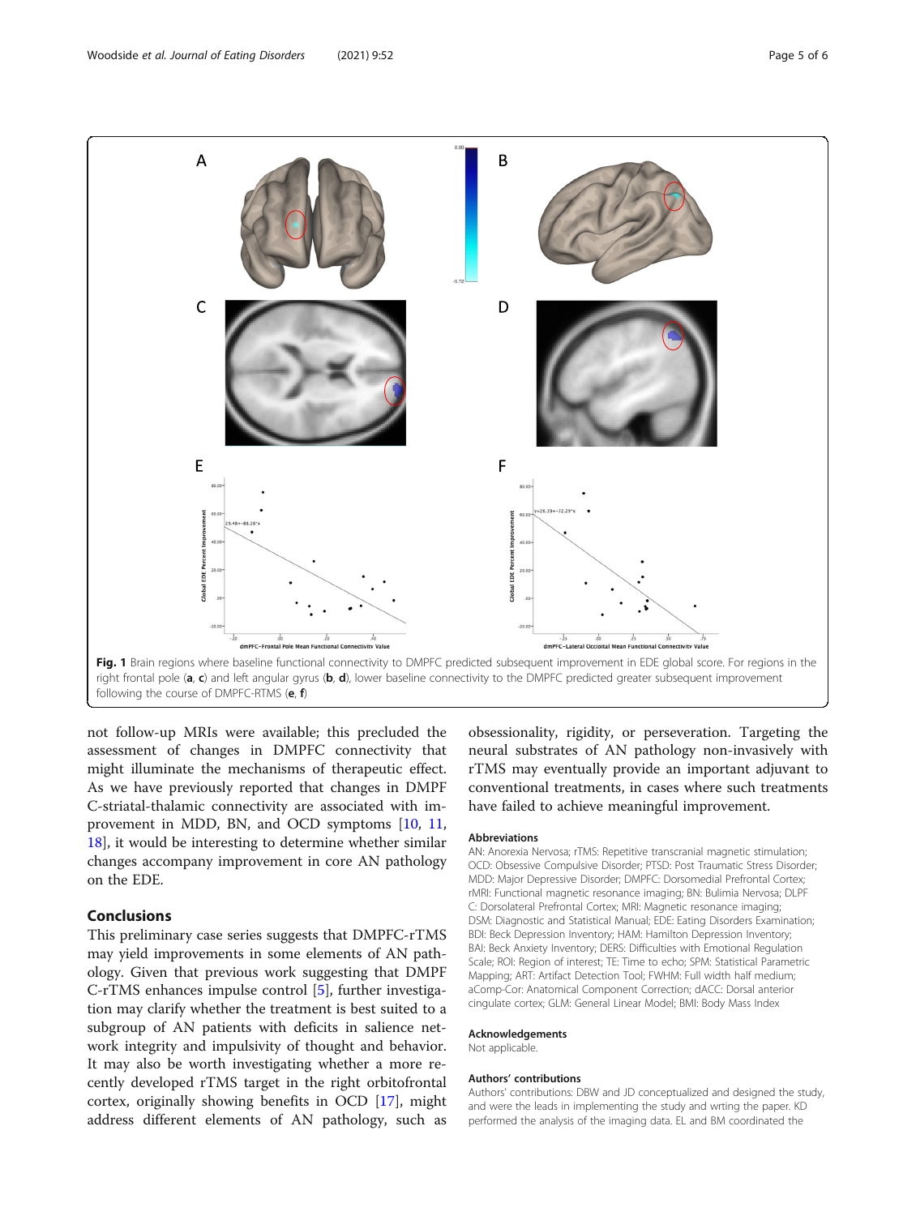Fig. 1 Brain regions where baseline functional connectivity to DMPFC predicted subsequent improvement in EDE global score. For regions in the right frontal pole (**a**, **c**) and left angular gyrus (**b**, **d**), lower baseline connectivity to the DMPFC predicted greater subsequent improvement following the course of DMPFC-RTMS (**e**, **f**)

not follow-up MRIs were available; this precluded the assessment of changes in DMPFC connectivity that might illuminate the mechanisms of therapeutic effect. As we have previously reported that changes in DMPFC-striatal-thalamic connectivity are associated with improvement in MDD, BN, and OCD symptoms [10, 11, 18], it would be interesting to determine whether similar changes accompany improvement in core AN pathology on the EDE.

## Conclusions

This preliminary case series suggests that DMPFC-rTMS may yield improvements in some elements of AN pathology. Given that previous work suggesting that DMPFC-rTMS enhances impulse control [5], further investigation may clarify whether the treatment is best suited to a subgroup of AN patients with deficits in salience network integrity and impulsivity of thought and behavior. It may also be worth investigating whether a more recently developed rTMS target in the right orbitofrontal cortex, originally showing benefits in OCD [17], might address different elements of AN pathology, such as obsessionality, rigidity, or perseveration. Targeting the neural substrates of AN pathology non-invasively with rTMS may eventually provide an important adjuvant to conventional treatments, in cases where such treatments have failed to achieve meaningful improvement.

### Abbreviations

AN: Anorexia Nervosa; rTMS: Repetitive transcranial magnetic stimulation; OCD: Obsessive Compulsive Disorder; PTSD: Post Traumatic Stress Disorder; MDD: Major Depressive Disorder; DMPFC: Dorsomedial Prefrontal Cortex; rMRI: Functional magnetic resonance imaging; BN: Bulimia Nervosa; DLPFC: Dorsolateral Prefrontal Cortex; MRI: Magnetic resonance imaging; DSM: Diagnostic and Statistical Manual; EDE: Eating Disorders Examination; BDI: Beck Depression Inventory; HAM: Hamilton Depression Inventory; BAI: Beck Anxiety Inventory; DERS: Difficulties with Emotional Regulation Scale; ROI: Region of interest; TE: Time to echo; SPM: Statistical Parametric Mapping; ART: Artifact Detection Tool; FWHM: Full width half medium; aComp-Cor: Anatomical Component Correction; dACC: Dorsal anterior cingulate cortex; GLM: General Linear Model; BMI: Body Mass Index

### Acknowledgements

Not applicable.

### Authors' contributions

Authors' contributions: DBW and JD conceptualized and designed the study, and were the leads in implementing the study and wrting the paper. KD performed the analysis of the imaging data. EL and BM coordinated the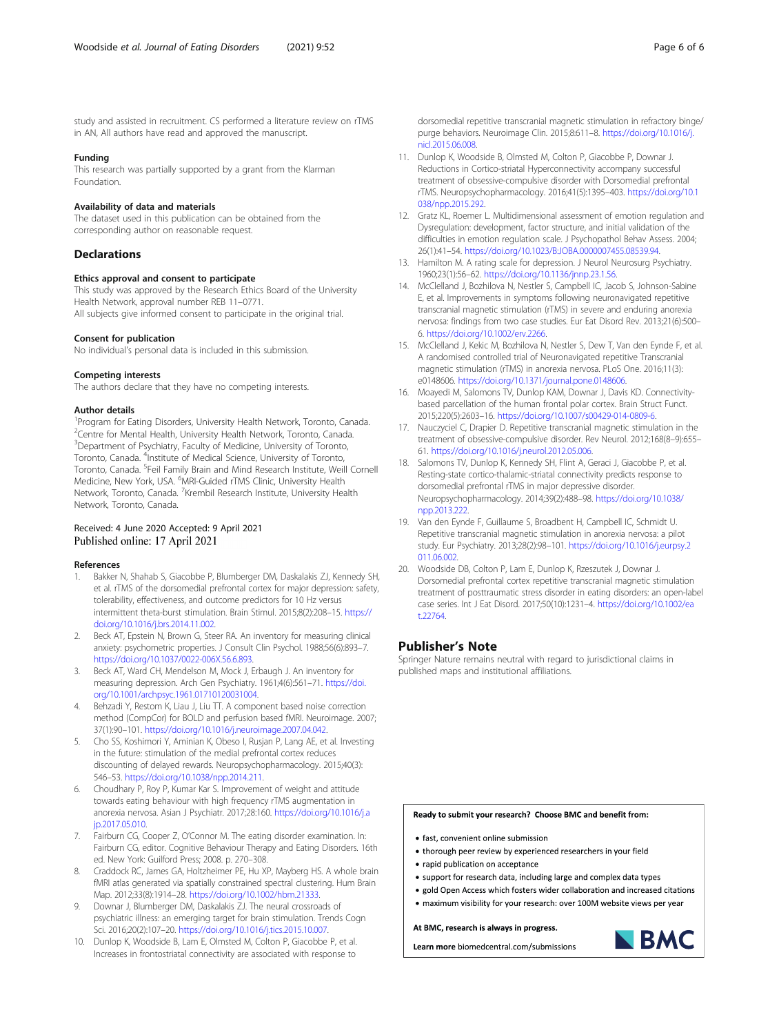study and assisted in recruitment. CS performed a literature review on rTMS in AN, All authors have read and approved the manuscript.

### Funding

This research was partially supported by a grant from the Klarman Foundation.

### Availability of data and materials

The dataset used in this publication can be obtained from the corresponding author on reasonable request.

## Declarations

### Ethics approval and consent to participate

This study was approved by the Research Ethics Board of the University Health Network, approval number REB 11–0771.

All subjects give informed consent to participate in the original trial.

### Consent for publication

No individual's personal data is included in this submission.

### Competing interests

The authors declare that they have no competing interests.

### Author details

[1]Program for Eating Disorders, University Health Network, Toronto, Canada. [2]Centre for Mental Health, University Health Network, Toronto, Canada. [3]Department of Psychiatry, Faculty of Medicine, University of Toronto, Toronto, Canada. [4]Institute of Medical Science, University of Toronto, Toronto, Canada. [5]Feil Family Brain and Mind Research Institute, Weill Cornell Medicine, New York, USA. [6]MRI-Guided rTMS Clinic, University Health Network, Toronto, Canada. [7]Krembil Research Institute, University Health Network, Toronto, Canada.

Received: 4 June 2020 Accepted: 9 April 2021
Published online: 17 April 2021

### References

1. Bakker N, Shahab S, Giacobbe P, Blumberger DM, Daskalakis ZJ, Kennedy SH, et al. rTMS of the dorsomedial prefrontal cortex for major depression: safety, tolerability, effectiveness, and outcome predictors for 10 Hz versus intermittent theta-burst stimulation. Brain Stimul. 2015;8(2):208–15. https://doi.org/10.1016/j.brs.2014.11.002.
2. Beck AT, Epstein N, Brown G, Steer RA. An inventory for measuring clinical anxiety: psychometric properties. J Consult Clin Psychol. 1988;56(6):893–7. https://doi.org/10.1037/0022-006X.56.6.893.
3. Beck AT, Ward CH, Mendelson M, Mock J, Erbaugh J. An inventory for measuring depression. Arch Gen Psychiatry. 1961;4(6):561–71. https://doi.org/10.1001/archpsyc.1961.01710120031004.
4. Behzadi Y, Restom K, Liau J, Liu TT. A component based noise correction method (CompCor) for BOLD and perfusion based fMRI. Neuroimage. 2007;37(1):90–101. https://doi.org/10.1016/j.neuroimage.2007.04.042.
5. Cho SS, Koshimori Y, Aminian K, Obeso I, Rusjan P, Lang AE, et al. Investing in the future: stimulation of the medial prefrontal cortex reduces discounting of delayed rewards. Neuropsychopharmacology. 2015;40(3):546–53. https://doi.org/10.1038/npp.2014.211.
6. Choudhary P, Roy P, Kumar Kar S. Improvement of weight and attitude towards eating behaviour with high frequency rTMS augmentation in anorexia nervosa. Asian J Psychiatr. 2017;28:160. https://doi.org/10.1016/j.ajp.2017.05.010.
7. Fairburn CG, Cooper Z, O'Connor M. The eating disorder examination. In: Fairburn CG, editor. Cognitive Behaviour Therapy and Eating Disorders. 16th ed. New York: Guilford Press; 2008. p. 270–308.
8. Craddock RC, James GA, Holtzheimer PE, Hu XP, Mayberg HS. A whole brain fMRI atlas generated via spatially constrained spectral clustering. Hum Brain Map. 2012;33(8):1914–28. https://doi.org/10.1002/hbm.21333.
9. Downar J, Blumberger DM, Daskalakis ZJ. The neural crossroads of psychiatric illness: an emerging target for brain stimulation. Trends Cogn Sci. 2016;20(2):107–20. https://doi.org/10.1016/j.tics.2015.10.007.
10. Dunlop K, Woodside B, Lam E, Olmsted M, Colton P, Giacobbe P, et al. Increases in frontostriatal connectivity are associated with response to dorsomedial repetitive transcranial magnetic stimulation in refractory binge/purge behaviors. Neuroimage Clin. 2015;8:611–8. https://doi.org/10.1016/j.nicl.2015.06.008.
11. Dunlop K, Woodside B, Olmsted M, Colton P, Giacobbe P, Downar J. Reductions in Cortico-striatal Hyperconnectivity accompany successful treatment of obsessive-compulsive disorder with Dorsomedial prefrontal rTMS. Neuropsychopharmacology. 2016;41(5):1395–403. https://doi.org/10.1038/npp.2015.292.
12. Gratz KL, Roemer L. Multidimensional assessment of emotion regulation and Dysregulation: development, factor structure, and initial validation of the difficulties in emotion regulation scale. J Psychopathol Behav Assess. 2004;26(1):41–54. https://doi.org/10.1023/B:JOBA.0000007455.08539.94.
13. Hamilton M. A rating scale for depression. J Neurol Neurosurg Psychiatry. 1960;23(1):56–62. https://doi.org/10.1136/jnnp.23.1.56.
14. McClelland J, Bozhilova N, Nestler S, Campbell IC, Jacob S, Johnson-Sabine E, et al. Improvements in symptoms following neuronavigated repetitive transcranial magnetic stimulation (rTMS) in severe and enduring anorexia nervosa: findings from two case studies. Eur Eat Disord Rev. 2013;21(6):500–6. https://doi.org/10.1002/erv.2266.
15. McClelland J, Kekic M, Bozhilova N, Nestler S, Dew T, Van den Eynde F, et al. A randomised controlled trial of Neuronavigated repetitive Transcranial magnetic stimulation (rTMS) in anorexia nervosa. PLoS One. 2016;11(3):e0148606. https://doi.org/10.1371/journal.pone.0148606.
16. Moayedi M, Salomons TV, Dunlop KAM, Downar J, Davis KD. Connectivity-based parcellation of the human frontal polar cortex. Brain Struct Funct. 2015;220(5):2603–16. https://doi.org/10.1007/s00429-014-0809-6.
17. Nauczyciel C, Drapier D. Repetitive transcranial magnetic stimulation in the treatment of obsessive-compulsive disorder. Rev Neurol. 2012;168(8–9):655–61. https://doi.org/10.1016/j.neurol.2012.05.006.
18. Salomons TV, Dunlop K, Kennedy SH, Flint A, Geraci J, Giacobbe P, et al. Resting-state cortico-thalamic-striatal connectivity predicts response to dorsomedial prefrontal rTMS in major depressive disorder. Neuropsychopharmacology. 2014;39(2):488–98. https://doi.org/10.1038/npp.2013.222.
19. Van den Eynde F, Guillaume S, Broadbent H, Campbell IC, Schmidt U. Repetitive transcranial magnetic stimulation in anorexia nervosa: a pilot study. Eur Psychiatry. 2013;28(2):98–101. https://doi.org/10.1016/j.eurpsy.2011.06.002.
20. Woodside DB, Colton P, Lam E, Dunlop K, Rzeszutek J, Downar J. Dorsomedial prefrontal cortex repetitive transcranial magnetic stimulation treatment of posttraumatic stress disorder in eating disorders: an open-label case series. Int J Eat Disord. 2017;50(10):1231–4. https://doi.org/10.1002/eat.22764.

## Publisher's Note

Springer Nature remains neutral with regard to jurisdictional claims in published maps and institutional affiliations.

**Ready to submit your research? Choose BMC and benefit from:**

- fast, convenient online submission
- thorough peer review by experienced researchers in your field
- rapid publication on acceptance
- support for research data, including large and complex data types
- gold Open Access which fosters wider collaboration and increased citations
- maximum visibility for your research: over 100M website views per year

**At BMC, research is always in progress.**

**Learn more** biomedcentral.com/submissions

BMC